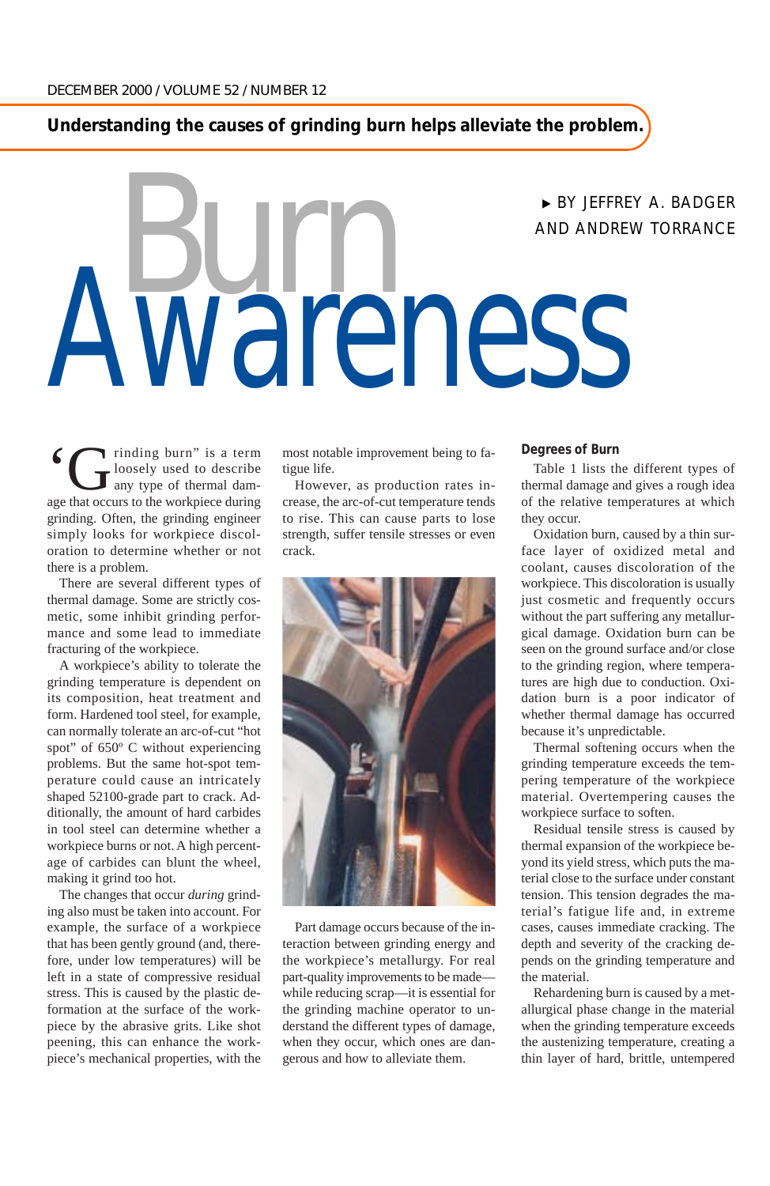**Understanding the causes of grinding burn helps alleviate the problem.**

# Burn Awareness

BY JEFFREY A. BADGER AND ANDREW TORRANCE

"Grinding burn" is a term loosely used to describe any type of thermal damage that occurs to the workpiece during grinding. Often, the grinding engineer simply looks for workpiece discoloration to determine whether or not there is a problem.

There are several different types of thermal damage. Some are strictly cosmetic, some inhibit grinding performance and some lead to immediate fracturing of the workpiece.

A workpiece's ability to tolerate the grinding temperature is dependent on its composition, heat treatment and form. Hardened tool steel, for example, can normally tolerate an arc-of-cut "hot spot" of 650º C without experiencing problems. But the same hot-spot temperature could cause an intricately shaped 52100-grade part to crack. Additionally, the amount of hard carbides in tool steel can determine whether a workpiece burns or not. A high percentage of carbides can blunt the wheel, making it grind too hot.

The changes that occur *during* grinding also must be taken into account. For example, the surface of a workpiece that has been gently ground (and, therefore, under low temperatures) will be left in a state of compressive residual stress. This is caused by the plastic deformation at the surface of the workpiece by the abrasive grits. Like shot peening, this can enhance the workpiece's mechanical properties, with the most notable improvement being to fatigue life.

However, as production rates increase, the arc-of-cut temperature tends to rise. This can cause parts to lose strength, suffer tensile stresses or even crack.

Part damage occurs because of the interaction between grinding energy and the workpiece's metallurgy. For real part-quality improvements to be made—while reducing scrap—it is essential for the grinding machine operator to understand the different types of damage, when they occur, which ones are dangerous and how to alleviate them.

## Degrees of Burn

Table 1 lists the different types of thermal damage and gives a rough idea of the relative temperatures at which they occur.

Oxidation burn, caused by a thin surface layer of oxidized metal and coolant, causes discoloration of the workpiece. This discoloration is usually just cosmetic and frequently occurs without the part suffering any metallurgical damage. Oxidation burn can be seen on the ground surface and/or close to the grinding region, where temperatures are high due to conduction. Oxidation burn is a poor indicator of whether thermal damage has occurred because it's unpredictable.

Thermal softening occurs when the grinding temperature exceeds the tempering temperature of the workpiece material. Overtempering causes the workpiece surface to soften.

Residual tensile stress is caused by thermal expansion of the workpiece beyond its yield stress, which puts the material close to the surface under constant tension. This tension degrades the material's fatigue life and, in extreme cases, causes immediate cracking. The depth and severity of the cracking depends on the grinding temperature and the material.

Rehardening burn is caused by a metallurgical phase change in the material when the grinding temperature exceeds the austenizing temperature, creating a thin layer of hard, brittle, untempered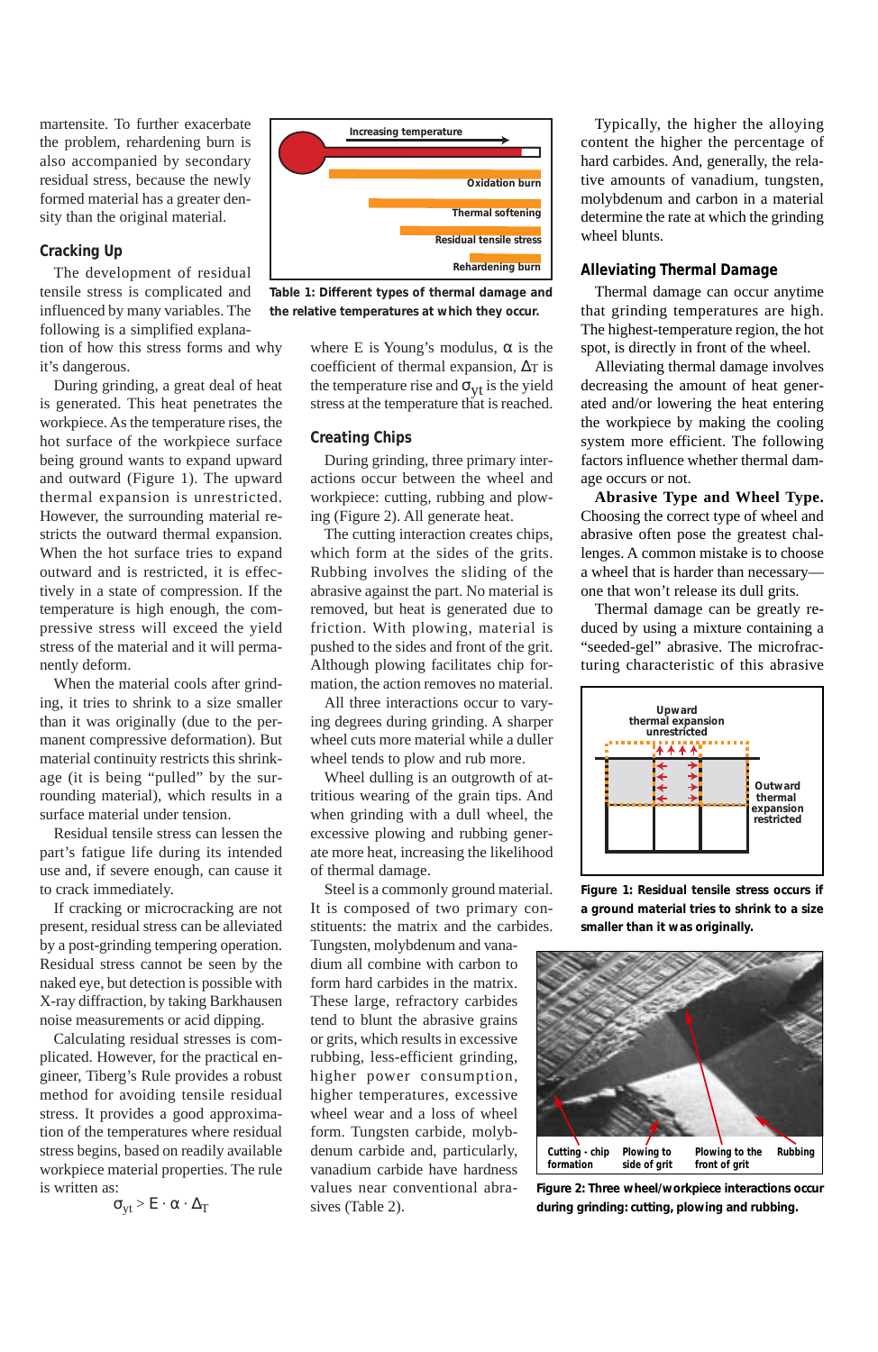martensite. To further exacerbate the problem, rehardening burn is also accompanied by secondary residual stress, because the newly formed material has a greater density than the original material.

## Cracking Up

The development of residual tensile stress is complicated and influenced by many variables. The following is a simplified explanation of how this stress forms and why it's dangerous.

During grinding, a great deal of heat is generated. This heat penetrates the workpiece. As the temperature rises, the hot surface of the workpiece surface being ground wants to expand upward and outward (Figure 1). The upward thermal expansion is unrestricted. However, the surrounding material restricts the outward thermal expansion. When the hot surface tries to expand outward and is restricted, it is effectively in a state of compression. If the temperature is high enough, the compressive stress will exceed the yield stress of the material and it will permanently deform.

When the material cools after grinding, it tries to shrink to a size smaller than it was originally (due to the permanent compressive deformation). But material continuity restricts this shrinkage (it is being "pulled" by the surrounding material), which results in a surface material under tension.

Residual tensile stress can lessen the part's fatigue life during its intended use and, if severe enough, can cause it to crack immediately.

If cracking or microcracking are not present, residual stress can be alleviated by a post-grinding tempering operation. Residual stress cannot be seen by the naked eye, but detection is possible with X-ray diffraction, by taking Barkhausen noise measurements or acid dipping.

Calculating residual stresses is complicated. However, for the practical engineer, Tiberg's Rule provides a robust method for avoiding tensile residual stress. It provides a good approximation of the temperatures where residual stress begins, based on readily available workpiece material properties. The rule is written as:

$$\sigma_{yt} > E \cdot \alpha \cdot \Delta_T$$

where E is Young's modulus, $\alpha$ is the coefficient of thermal expansion, $\Delta_T$ is the temperature rise and $\sigma_{yt}$ is the yield stress at the temperature that is reached.

Increasing temperature → Oxidation burn; Thermal softening; Residual tensile stress; Rehardening burn

**Table 1: Different types of thermal damage and the relative temperatures at which they occur.**

## Creating Chips

During grinding, three primary interactions occur between the wheel and workpiece: cutting, rubbing and plowing (Figure 2). All generate heat.

The cutting interaction creates chips, which form at the sides of the grits. Rubbing involves the sliding of the abrasive against the part. No material is removed, but heat is generated due to friction. With plowing, material is pushed to the sides and front of the grit. Although plowing facilitates chip formation, the action removes no material.

All three interactions occur to varying degrees during grinding. A sharper wheel cuts more material while a duller wheel tends to plow and rub more.

Wheel dulling is an outgrowth of attritious wearing of the grain tips. And when grinding with a dull wheel, the excessive plowing and rubbing generate more heat, increasing the likelihood of thermal damage.

Steel is a commonly ground material. It is composed of two primary constituents: the matrix and the carbides. Tungsten, molybdenum and vanadium all combine with carbon to form hard carbides in the matrix. These large, refractory carbides tend to blunt the abrasive grains or grits, which results in excessive rubbing, less-efficient grinding, higher power consumption, higher temperatures, excessive wheel wear and a loss of wheel form. Tungsten carbide, molybdenum carbide and, particularly, vanadium carbide have hardness values near conventional abrasives (Table 2).

Typically, the higher the alloying content the higher the percentage of hard carbides. And, generally, the relative amounts of vanadium, tungsten, molybdenum and carbon in a material determine the rate at which the grinding wheel blunts.

## Alleviating Thermal Damage

Thermal damage can occur anytime that grinding temperatures are high. The highest-temperature region, the hot spot, is directly in front of the wheel.

Alleviating thermal damage involves decreasing the amount of heat generated and/or lowering the heat entering the workpiece by making the cooling system more efficient. The following factors influence whether thermal damage occurs or not.

**Abrasive Type and Wheel Type.** Choosing the correct type of wheel and abrasive often pose the greatest challenges. A common mistake is to choose a wheel that is harder than necessary—one that won't release its dull grits.

Thermal damage can be greatly reduced by using a mixture containing a "seeded-gel" abrasive. The microfracturing characteristic of this abrasive

Upward thermal expansion unrestricted; Outward thermal expansion restricted

**Figure 1: Residual tensile stress occurs if a ground material tries to shrink to a size smaller than it was originally.**

Cutting - chip formation; Plowing to side of grit; Plowing to the front of grit; Rubbing

**Figure 2: Three wheel/workpiece interactions occur during grinding: cutting, plowing and rubbing.**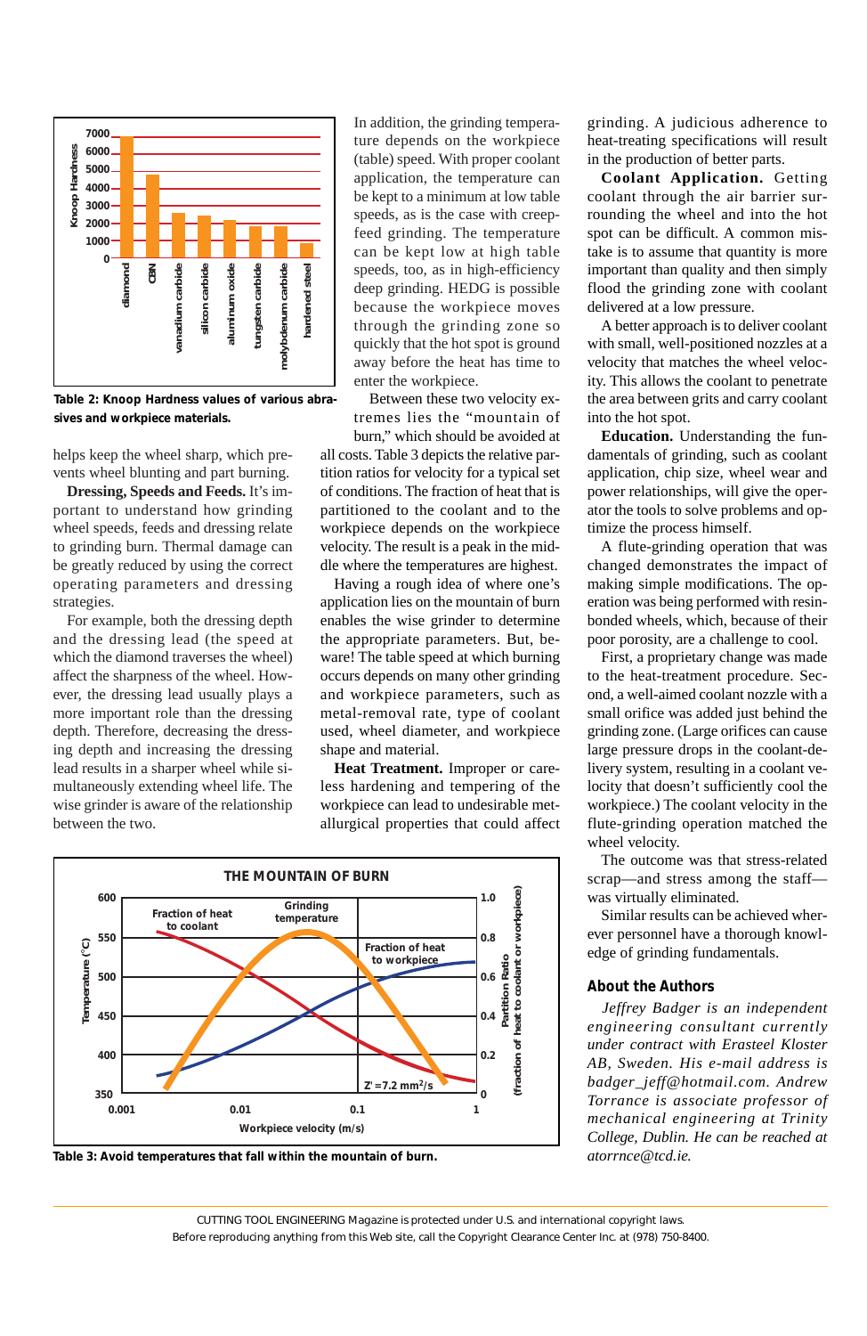Knoop Hardness

7000
6000
5000
4000
3000
2000
1000
0

diamond
CBN
vanadium carbide
silicon carbide
aluminum oxide
tungsten carbide
molybdenum carbide
hardened steel

**Table 2: Knoop Hardness values of various abrasives and workpiece materials.**

helps keep the wheel sharp, which prevents wheel blunting and part burning.

**Dressing, Speeds and Feeds.** It's important to understand how grinding wheel speeds, feeds and dressing relate to grinding burn. Thermal damage can be greatly reduced by using the correct operating parameters and dressing strategies.

For example, both the dressing depth and the dressing lead (the speed at which the diamond traverses the wheel) affect the sharpness of the wheel. However, the dressing lead usually plays a more important role than the dressing depth. Therefore, decreasing the dressing depth and increasing the dressing lead results in a sharper wheel while simultaneously extending wheel life. The wise grinder is aware of the relationship between the two.

In addition, the grinding temperature depends on the workpiece (table) speed. With proper coolant application, the temperature can be kept to a minimum at low table speeds, as is the case with creep-feed grinding. The temperature can be kept low at high table speeds, too, as in high-efficiency deep grinding. HEDG is possible because the workpiece moves through the grinding zone so quickly that the hot spot is ground away before the heat has time to enter the workpiece.

Between these two velocity extremes lies the "mountain of burn," which should be avoided at all costs. Table 3 depicts the relative partition ratios for velocity for a typical set of conditions. The fraction of heat that is partitioned to the coolant and to the workpiece depends on the workpiece velocity. The result is a peak in the middle where the temperatures are highest.

Having a rough idea of where one's application lies on the mountain of burn enables the wise grinder to determine the appropriate parameters. But, beware! The table speed at which burning occurs depends on many other grinding and workpiece parameters, such as metal-removal rate, type of coolant used, wheel diameter, and workpiece shape and material.

**Heat Treatment.** Improper or careless hardening and tempering of the workpiece can lead to undesirable metallurgical properties that could affect grinding. A judicious adherence to heat-treating specifications will result in the production of better parts.

**Coolant Application.** Getting coolant through the air barrier surrounding the wheel and into the hot spot can be difficult. A common mistake is to assume that quantity is more important than quality and then simply flood the grinding zone with coolant delivered at a low pressure.

A better approach is to deliver coolant with small, well-positioned nozzles at a velocity that matches the wheel velocity. This allows the coolant to penetrate the area between grits and carry coolant into the hot spot.

**Education.** Understanding the fundamentals of grinding, such as coolant application, chip size, wheel wear and power relationships, will give the operator the tools to solve problems and optimize the process himself.

A flute-grinding operation that was changed demonstrates the impact of making simple modifications. The operation was being performed with resin-bonded wheels, which, because of their poor porosity, are a challenge to cool.

First, a proprietary change was made to the heat-treatment procedure. Second, a well-aimed coolant nozzle with a small orifice was added just behind the grinding zone. (Large orifices can cause large pressure drops in the coolant-delivery system, resulting in a coolant velocity that doesn't sufficiently cool the workpiece.) The coolant velocity in the flute-grinding operation matched the wheel velocity.

The outcome was that stress-related scrap—and stress among the staff—was virtually eliminated.

Similar results can be achieved wherever personnel have a thorough knowledge of grinding fundamentals.

THE MOUNTAIN OF BURN

Temperature (°C)
600
550
500
450
400
350

Fraction of heat to coolant
Grinding temperature
Fraction of heat to workpiece
Z' =7.2 mm²/s

Partition Ratio (fraction of heat to coolant or workpiece)
1.0
0.8
0.6
0.4
0.2
0

0.001
0.01
0.1
1
Workpiece velocity (m/s)

**Table 3: Avoid temperatures that fall within the mountain of burn.**

## About the Authors

*Jeffrey Badger is an independent engineering consultant currently under contract with Erasteel Kloster AB, Sweden. His e-mail address is badger_jeff@hotmail.com. Andrew Torrance is associate professor of mechanical engineering at Trinity College, Dublin. He can be reached at atorrnce@tcd.ie.*

CUTTING TOOL ENGINEERING Magazine is protected under U.S. and international copyright laws.
Before reproducing anything from this Web site, call the Copyright Clearance Center Inc. at (978) 750-8400.